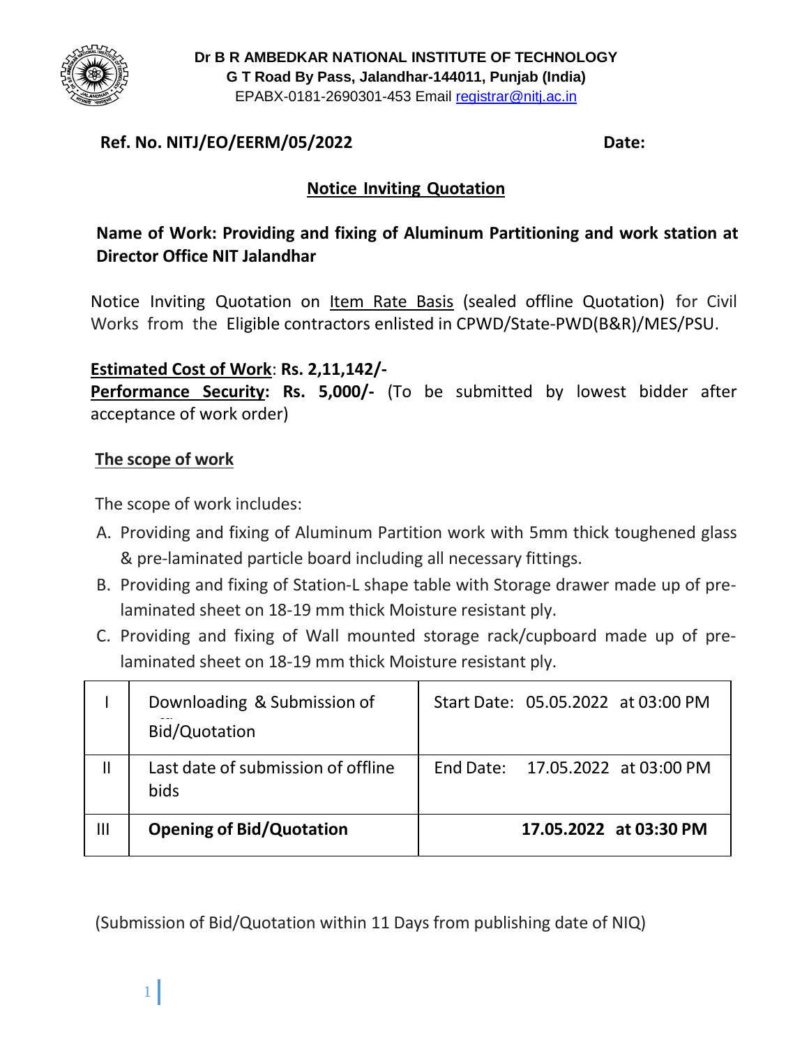**Dr B R AMBEDKAR NATIONAL INSTITUTE OF TECHNOLOGY**
**G T Road By Pass, Jalandhar-144011, Punjab (India)**
EPABX-0181-2690301-453 Email registrar@nitj.ac.in

**Ref. No. NITJ/EO/EERM/05/2022** **Date:**

## Notice Inviting Quotation

### Name of Work: Providing and fixing of Aluminum Partitioning and work station at Director Office NIT Jalandhar

Notice Inviting Quotation on Item Rate Basis (sealed offline Quotation) for Civil Works from the Eligible contractors enlisted in CPWD/State-PWD(B&R)/MES/PSU.

**Estimated Cost of Work**: **Rs. 2,11,142/-**
**Performance Security: Rs. 5,000/-** (To be submitted by lowest bidder after acceptance of work order)

**The scope of work**

The scope of work includes:

A. Providing and fixing of Aluminum Partition work with 5mm thick toughened glass & pre-laminated particle board including all necessary fittings.
B. Providing and fixing of Station-L shape table with Storage drawer made up of pre-laminated sheet on 18-19 mm thick Moisture resistant ply.
C. Providing and fixing of Wall mounted storage rack/cupboard made up of pre-laminated sheet on 18-19 mm thick Moisture resistant ply.

| | | |
|---|---|---|
| I | Downloading & Submission of Bid/Quotation | Start Date: 05.05.2022 at 03:00 PM |
| II | Last date of submission of offline bids | End Date: 17.05.2022 at 03:00 PM |
| III | **Opening of Bid/Quotation** | **17.05.2022 at 03:30 PM** |

(Submission of Bid/Quotation within 11 Days from publishing date of NIQ)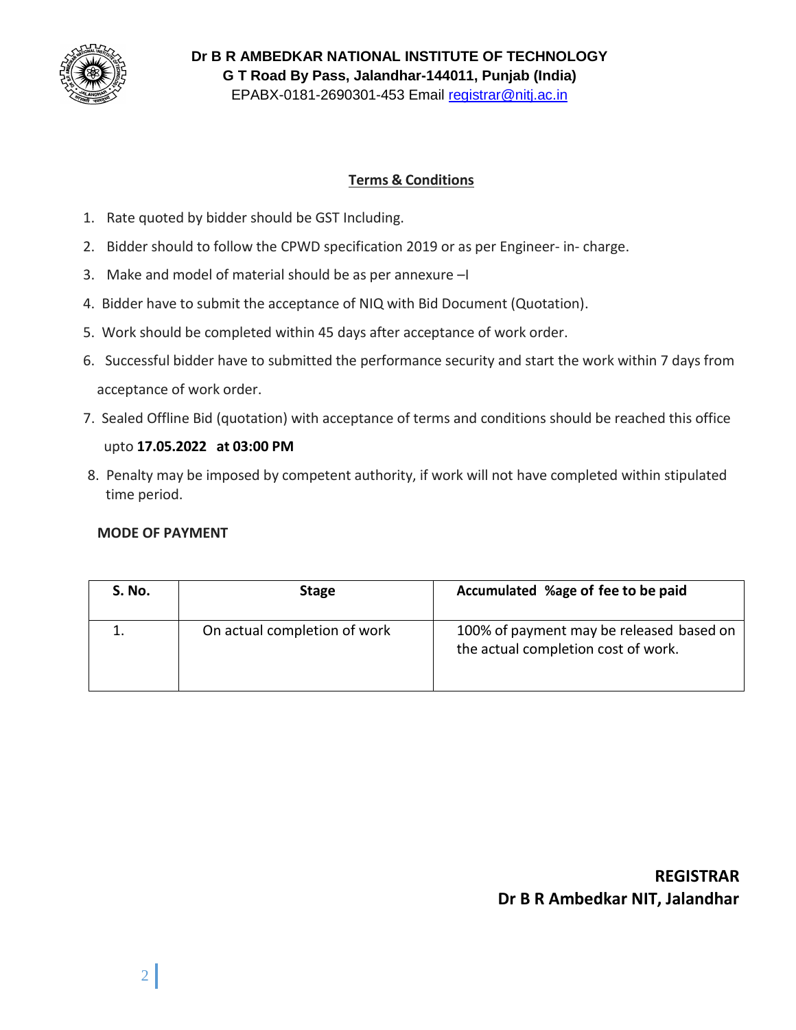**Dr B R AMBEDKAR NATIONAL INSTITUTE OF TECHNOLOGY**
**G T Road By Pass, Jalandhar-144011, Punjab (India)**
EPABX-0181-2690301-453 Email registrar@nitj.ac.in

## Terms & Conditions

1. Rate quoted by bidder should be GST Including.
2. Bidder should to follow the CPWD specification 2019 or as per Engineer- in- charge.
3. Make and model of material should be as per annexure –I
4. Bidder have to submit the acceptance of NIQ with Bid Document (Quotation).
5. Work should be completed within 45 days after acceptance of work order.
6. Successful bidder have to submitted the performance security and start the work within 7 days from acceptance of work order.
7. Sealed Offline Bid (quotation) with acceptance of terms and conditions should be reached this office upto **17.05.2022 at 03:00 PM**
8. Penalty may be imposed by competent authority, if work will not have completed within stipulated time period.

**MODE OF PAYMENT**

| S. No. | Stage | Accumulated %age of fee to be paid |
|---|---|---|
| 1. | On actual completion of work | 100% of payment may be released based on the actual completion cost of work. |

**REGISTRAR**
**Dr B R Ambedkar NIT, Jalandhar**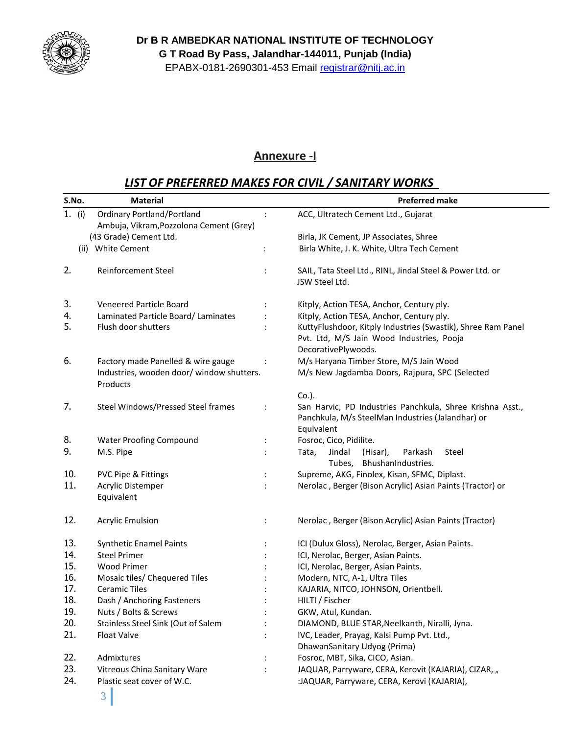**Dr B R AMBEDKAR NATIONAL INSTITUTE OF TECHNOLOGY**
**G T Road By Pass, Jalandhar-144011, Punjab (India)**
EPABX-0181-2690301-453 Email registrar@nitj.ac.in

## Annexure -I

## *LIST OF PREFERRED MAKES FOR CIVIL / SANITARY WORKS*

| S.No. | Material | | Preferred make |
|---|---|---|---|
| 1. (i) | Ordinary Portland/Portland Ambuja, Vikram,Pozzolona Cement (Grey) (43 Grade) Cement Ltd. | : | ACC, Ultratech Cement Ltd., Gujarat Birla, JK Cement, JP Associates, Shree |
| (ii) | White Cement | : | Birla White, J. K. White, Ultra Tech Cement |
| 2. | Reinforcement Steel | : | SAIL, Tata Steel Ltd., RINL, Jindal Steel & Power Ltd. or JSW Steel Ltd. |
| 3. | Veneered Particle Board | : | Kitply, Action TESA, Anchor, Century ply. |
| 4. | Laminated Particle Board/ Laminates | : | Kitply, Action TESA, Anchor, Century ply. |
| 5. | Flush door shutters | : | KuttyFlushdoor, Kitply Industries (Swastik), Shree Ram Panel Pvt. Ltd., M/S Jain Wood Industries, Pooja DecorativePlywoods. |
| 6. | Factory made Panelled & wire gauge Industries, wooden door/ window shutters. Products | : | M/s Haryana Timber Store, M/S Jain Wood M/S New Jagdamba Doors, Rajpura, SPC (Selected Co.). |
| 7. | Steel Windows/Pressed Steel frames | : | San Harvic, PD Industries Panchkula, Shree Krishna Asst., Panchkula, M/s SteelMan Industries (Jalandhar) or Equivalent |
| 8. | Water Proofing Compound | : | Fosroc, Cico, Pidilite. |
| 9. | M.S. Pipe | : | Tata, Jindal (Hisar), Parkash Steel Tubes, BhushanIndustries. |
| 10. | PVC Pipe & Fittings | : | Supreme, AKG, Finolex, Kisan, SFMC, Diplast. |
| 11. | Acrylic Distemper Equivalent | : | Nerolac , Berger (Bison Acrylic) Asian Paints (Tractor) or |
| 12. | Acrylic Emulsion | : | Nerolac , Berger (Bison Acrylic) Asian Paints (Tractor) |
| 13. | Synthetic Enamel Paints | : | ICI (Dulux Gloss), Nerolac, Berger, Asian Paints. |
| 14. | Steel Primer | : | ICI, Nerolac, Berger, Asian Paints. |
| 15. | Wood Primer | : | ICI, Nerolac, Berger, Asian Paints. |
| 16. | Mosaic tiles/ Chequered Tiles | : | Modern, NTC, A-1, Ultra Tiles |
| 17. | Ceramic Tiles | : | KAJARIA, NITCO, JOHNSON, Orientbell. |
| 18. | Dash / Anchoring Fasteners | : | HILTI / Fischer |
| 19. | Nuts / Bolts & Screws | : | GKW, Atul, Kundan. |
| 20. | Stainless Steel Sink (Out of Salem | : | DIAMOND, BLUE STAR,Neelkanth, Niralli, Jyna. |
| 21. | Float Valve | : | IVC, Leader, Prayag, Kalsi Pump Pvt. Ltd., DhawanSanitary Udyog (Prima) |
| 22. | Admixtures | : | Fosroc, MBT, Sika, CICO, Asian. |
| 23. | Vitreous China Sanitary Ware | : | JAQUAR, Parryware, CERA, Kerovit (KAJARIA), CIZAR, „ |
| 24. | Plastic seat cover of W.C. | | :JAQUAR, Parryware, CERA, Kerovi (KAJARIA), |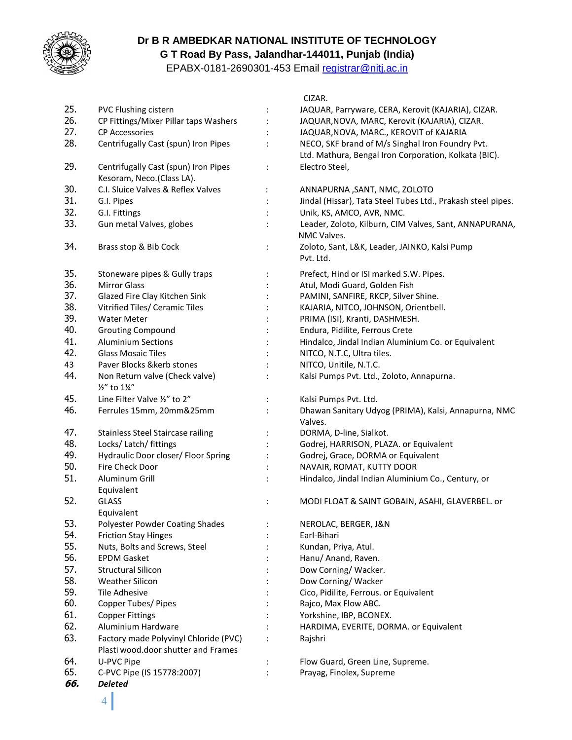**Dr B R AMBEDKAR NATIONAL INSTITUTE OF TECHNOLOGY**
**G T Road By Pass, Jalandhar-144011, Punjab (India)**
EPABX-0181-2690301-453 Email registrar@nitj.ac.in

| | | | |
|---|---|---|---|
| | | | CIZAR. |
| 25. | PVC Flushing cistern | : | JAQUAR, Parryware, CERA, Kerovit (KAJARIA), CIZAR. |
| 26. | CP Fittings/Mixer Pillar taps Washers | : | JAQUAR,NOVA, MARC, Kerovit (KAJARIA), CIZAR. |
| 27. | CP Accessories | : | JAQUAR,NOVA, MARC., KEROVIT of KAJARIA |
| 28. | Centrifugally Cast (spun) Iron Pipes | : | NECO, SKF brand of M/s Singhal Iron Foundry Pvt. Ltd. Mathura, Bengal Iron Corporation, Kolkata (BIC). |
| 29. | Centrifugally Cast (spun) Iron Pipes Kesoram, Neco.(Class LA). | : | Electro Steel, |
| 30. | C.I. Sluice Valves & Reflex Valves | : | ANNAPURNA ,SANT, NMC, ZOLOTO |
| 31. | G.I. Pipes | : | Jindal (Hissar), Tata Steel Tubes Ltd., Prakash steel pipes. |
| 32. | G.I. Fittings | : | Unik, KS, AMCO, AVR, NMC. |
| 33. | Gun metal Valves, globes | : | Leader, Zoloto, Kilburn, CIM Valves, Sant, ANNAPURANA, NMC Valves. |
| 34. | Brass stop & Bib Cock | : | Zoloto, Sant, L&K, Leader, JAINKO, Kalsi Pump Pvt. Ltd. |
| 35. | Stoneware pipes & Gully traps | : | Prefect, Hind or ISI marked S.W. Pipes. |
| 36. | Mirror Glass | : | Atul, Modi Guard, Golden Fish |
| 37. | Glazed Fire Clay Kitchen Sink | : | PAMINI, SANFIRE, RKCP, Silver Shine. |
| 38. | Vitrified Tiles/ Ceramic Tiles | : | KAJARIA, NITCO, JOHNSON, Orientbell. |
| 39. | Water Meter | : | PRIMA (ISI), Kranti, DASHMESH. |
| 40. | Grouting Compound | : | Endura, Pidilite, Ferrous Crete |
| 41. | Aluminium Sections | : | Hindalco, Jindal Indian Aluminium Co. or Equivalent |
| 42. | Glass Mosaic Tiles | : | NITCO, N.T.C, Ultra tiles. |
| 43 | Paver Blocks &kerb stones | : | NITCO, Unitile, N.T.C. |
| 44. | Non Return valve (Check valve) ½" to 1¼" | : | Kalsi Pumps Pvt. Ltd., Zoloto, Annapurna. |
| 45. | Line Filter Valve ½" to 2" | : | Kalsi Pumps Pvt. Ltd. |
| 46. | Ferrules 15mm, 20mm&25mm | : | Dhawan Sanitary Udyog (PRIMA), Kalsi, Annapurna, NMC Valves. |
| 47. | Stainless Steel Staircase railing | : | DORMA, D-line, Sialkot. |
| 48. | Locks/ Latch/ fittings | : | Godrej, HARRISON, PLAZA. or Equivalent |
| 49. | Hydraulic Door closer/ Floor Spring | : | Godrej, Grace, DORMA or Equivalent |
| 50. | Fire Check Door | : | NAVAIR, ROMAT, KUTTY DOOR |
| 51. | Aluminum Grill Equivalent | : | Hindalco, Jindal Indian Aluminium Co., Century, or |
| 52. | GLASS Equivalent | : | MODI FLOAT & SAINT GOBAIN, ASAHI, GLAVERBEL. or |
| 53. | Polyester Powder Coating Shades | : | NEROLAC, BERGER, J&N |
| 54. | Friction Stay Hinges | : | Earl-Bihari |
| 55. | Nuts, Bolts and Screws, Steel | : | Kundan, Priya, Atul. |
| 56. | EPDM Gasket | : | Hanu/ Anand, Raven. |
| 57. | Structural Silicon | : | Dow Corning/ Wacker. |
| 58. | Weather Silicon | : | Dow Corning/ Wacker |
| 59. | Tile Adhesive | : | Cico, Pidilite, Ferrous. or Equivalent |
| 60. | Copper Tubes/ Pipes | : | Rajco, Max Flow ABC. |
| 61. | Copper Fittings | : | Yorkshine, IBP, BCONEX. |
| 62. | Aluminium Hardware | : | HARDIMA, EVERITE, DORMA. or Equivalent |
| 63. | Factory made Polyvinyl Chloride (PVC) Plasti wood.door shutter and Frames | : | Rajshri |
| 64. | U-PVC Pipe | : | Flow Guard, Green Line, Supreme. |
| 65. | C-PVC Pipe (IS 15778:2007) | : | Prayag, Finolex, Supreme |
| ***66.*** | ***Deleted*** | | |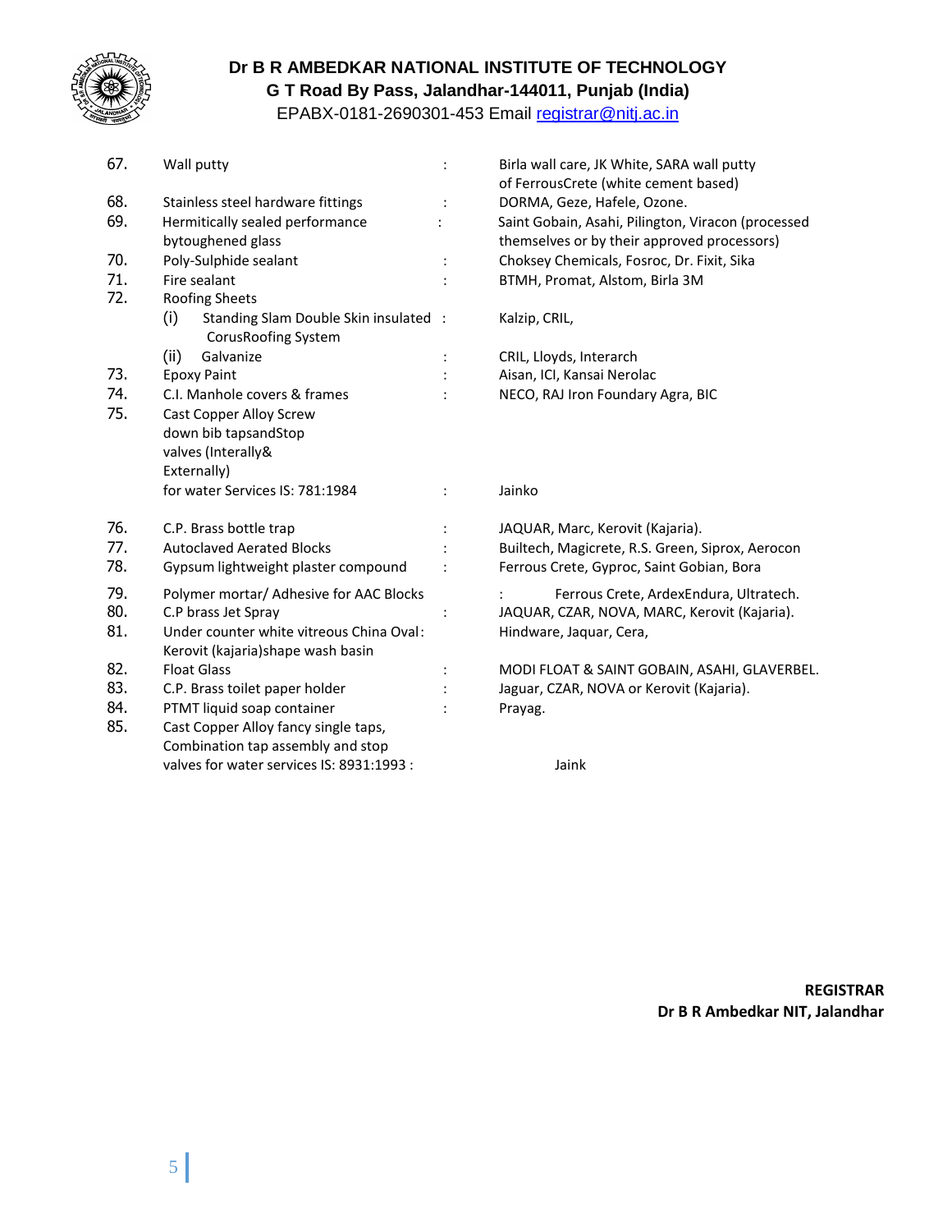**Dr B R AMBEDKAR NATIONAL INSTITUTE OF TECHNOLOGY**
**G T Road By Pass, Jalandhar-144011, Punjab (India)**
EPABX-0181-2690301-453 Email registrar@nitj.ac.in

| | | | |
|---|---|---|---|
| 67. | Wall putty | : | Birla wall care, JK White, SARA wall putty of FerrousCrete (white cement based) |
| 68. | Stainless steel hardware fittings | : | DORMA, Geze, Hafele, Ozone. |
| 69. | Hermitically sealed performance bytoughened glass | : | Saint Gobain, Asahi, Pilington, Viracon (processed themselves or by their approved processors) |
| 70. | Poly-Sulphide sealant | : | Choksey Chemicals, Fosroc, Dr. Fixit, Sika |
| 71. | Fire sealant | : | BTMH, Promat, Alstom, Birla 3M |
| 72. | Roofing Sheets | | |
| | (i) Standing Slam Double Skin insulated CorusRoofing System | : | Kalzip, CRIL, |
| | (ii) Galvanize | : | CRIL, Lloyds, Interarch |
| 73. | Epoxy Paint | : | Aisan, ICI, Kansai Nerolac |
| 74. | C.I. Manhole covers & frames | : | NECO, RAJ Iron Foundary Agra, BIC |
| 75. | Cast Copper Alloy Screw down bib tapsandStop valves (Interally& Externally) for water Services IS: 781:1984 | : | Jainko |
| 76. | C.P. Brass bottle trap | : | JAQUAR, Marc, Kerovit (Kajaria). |
| 77. | Autoclaved Aerated Blocks | : | Builtech, Magicrete, R.S. Green, Siprox, Aerocon |
| 78. | Gypsum lightweight plaster compound | : | Ferrous Crete, Gyproc, Saint Gobian, Bora |
| 79. | Polymer mortar/ Adhesive for AAC Blocks | : | Ferrous Crete, ArdexEndura, Ultratech. |
| 80. | C.P brass Jet Spray | : | JAQUAR, CZAR, NOVA, MARC, Kerovit (Kajaria). |
| 81. | Under counter white vitreous China Oval Kerovit (kajaria)shape wash basin | : | Hindware, Jaquar, Cera, |
| 82. | Float Glass | : | MODI FLOAT & SAINT GOBAIN, ASAHI, GLAVERBEL. |
| 83. | C.P. Brass toilet paper holder | : | Jaguar, CZAR, NOVA or Kerovit (Kajaria). |
| 84. | PTMT liquid soap container | : | Prayag. |
| 85. | Cast Copper Alloy fancy single taps, Combination tap assembly and stop valves for water services IS: 8931:1993 | : | Jaink |

**REGISTRAR**
**Dr B R Ambedkar NIT, Jalandhar**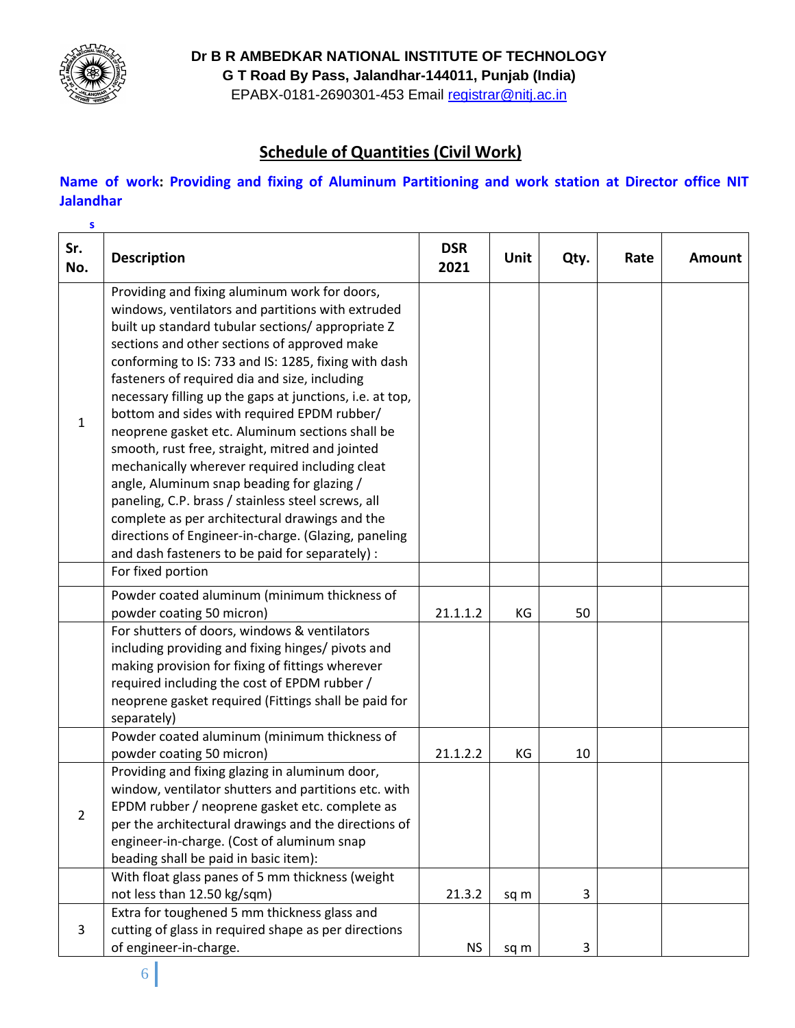**Dr B R AMBEDKAR NATIONAL INSTITUTE OF TECHNOLOGY**
**G T Road By Pass, Jalandhar-144011, Punjab (India)**
EPABX-0181-2690301-453 Email registrar@nitj.ac.in

## Schedule of Quantities (Civil Work)

**Name of work: Providing and fixing of Aluminum Partitioning and work station at Director office NIT Jalandhar**

s

| Sr. No. | Description | DSR 2021 | Unit | Qty. | Rate | Amount |
|---|---|---|---|---|---|---|
| 1 | Providing and fixing aluminum work for doors, windows, ventilators and partitions with extruded built up standard tubular sections/ appropriate Z sections and other sections of approved make conforming to IS: 733 and IS: 1285, fixing with dash fasteners of required dia and size, including necessary filling up the gaps at junctions, i.e. at top, bottom and sides with required EPDM rubber/ neoprene gasket etc. Aluminum sections shall be smooth, rust free, straight, mitred and jointed mechanically wherever required including cleat angle, Aluminum snap beading for glazing / paneling, C.P. brass / stainless steel screws, all complete as per architectural drawings and the directions of Engineer-in-charge. (Glazing, paneling and dash fasteners to be paid for separately) : | | | | | |
| | For fixed portion | | | | | |
| | Powder coated aluminum (minimum thickness of powder coating 50 micron) | 21.1.1.2 | KG | 50 | | |
| | For shutters of doors, windows & ventilators including providing and fixing hinges/ pivots and making provision for fixing of fittings wherever required including the cost of EPDM rubber / neoprene gasket required (Fittings shall be paid for separately) | | | | | |
| | Powder coated aluminum (minimum thickness of powder coating 50 micron) | 21.1.2.2 | KG | 10 | | |
| 2 | Providing and fixing glazing in aluminum door, window, ventilator shutters and partitions etc. with EPDM rubber / neoprene gasket etc. complete as per the architectural drawings and the directions of engineer-in-charge. (Cost of aluminum snap beading shall be paid in basic item): | | | | | |
| | With float glass panes of 5 mm thickness (weight not less than 12.50 kg/sqm) | 21.3.2 | sq m | 3 | | |
| 3 | Extra for toughened 5 mm thickness glass and cutting of glass in required shape as per directions of engineer-in-charge. | NS | sq m | 3 | | |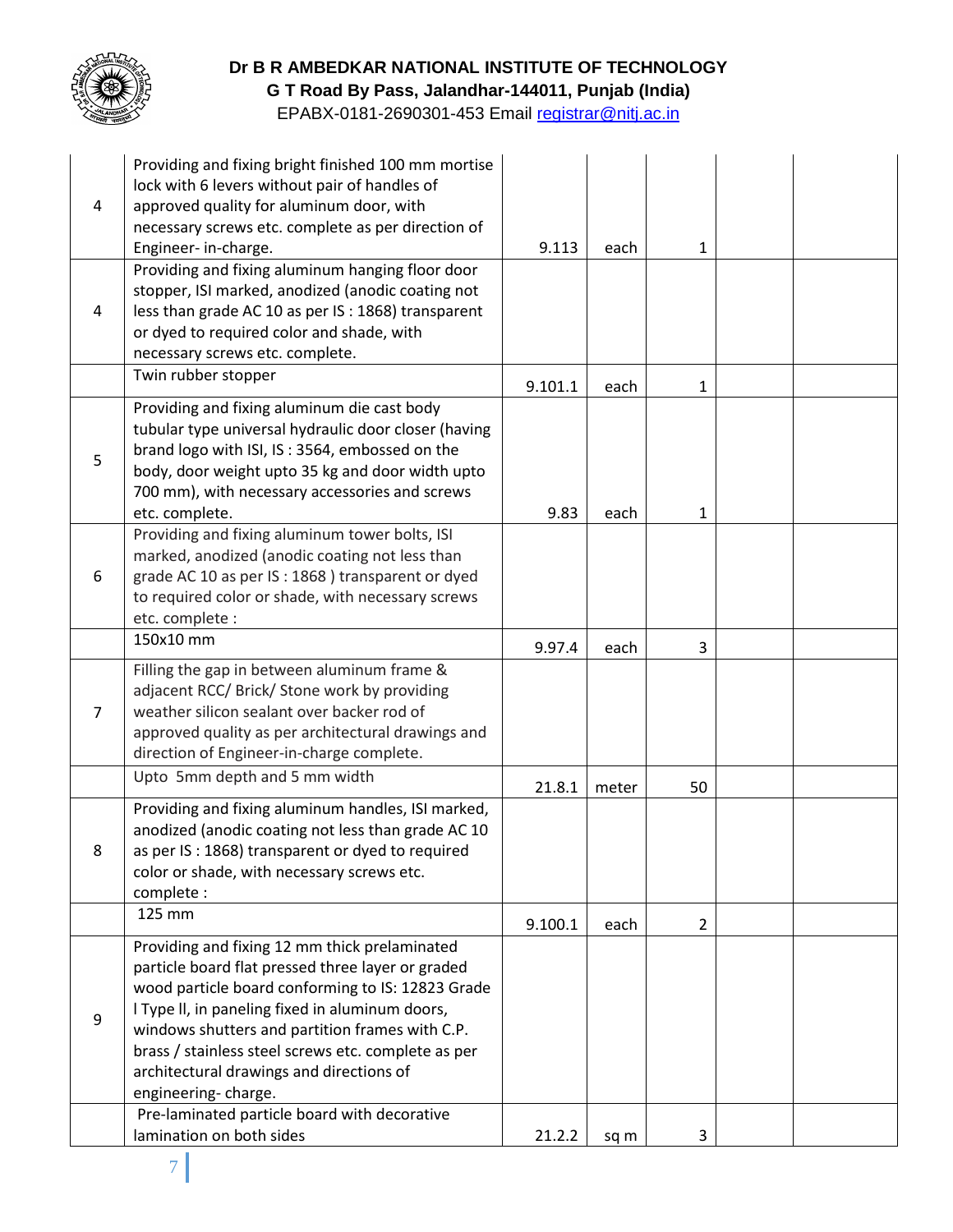**Dr B R AMBEDKAR NATIONAL INSTITUTE OF TECHNOLOGY**
**G T Road By Pass, Jalandhar-144011, Punjab (India)**
EPABX-0181-2690301-453 Email registrar@nitj.ac.in

| | | | | | | |
|---|---|---|---|---|---|---|
| 4 | Providing and fixing bright finished 100 mm mortise lock with 6 levers without pair of handles of approved quality for aluminum door, with necessary screws etc. complete as per direction of Engineer- in-charge. | 9.113 | each | 1 | | |
| 4 | Providing and fixing aluminum hanging floor door stopper, ISI marked, anodized (anodic coating not less than grade AC 10 as per IS : 1868) transparent or dyed to required color and shade, with necessary screws etc. complete. | | | | | |
| | Twin rubber stopper | 9.101.1 | each | 1 | | |
| 5 | Providing and fixing aluminum die cast body tubular type universal hydraulic door closer (having brand logo with ISI, IS : 3564, embossed on the body, door weight upto 35 kg and door width upto 700 mm), with necessary accessories and screws etc. complete. | 9.83 | each | 1 | | |
| 6 | Providing and fixing aluminum tower bolts, ISI marked, anodized (anodic coating not less than grade AC 10 as per IS : 1868 ) transparent or dyed to required color or shade, with necessary screws etc. complete : | | | | | |
| | 150x10 mm | 9.97.4 | each | 3 | | |
| 7 | Filling the gap in between aluminum frame & adjacent RCC/ Brick/ Stone work by providing weather silicon sealant over backer rod of approved quality as per architectural drawings and direction of Engineer-in-charge complete. | | | | | |
| | Upto 5mm depth and 5 mm width | 21.8.1 | meter | 50 | | |
| 8 | Providing and fixing aluminum handles, ISI marked, anodized (anodic coating not less than grade AC 10 as per IS : 1868) transparent or dyed to required color or shade, with necessary screws etc. complete : | | | | | |
| | 125 mm | 9.100.1 | each | 2 | | |
| 9 | Providing and fixing 12 mm thick prelaminated particle board flat pressed three layer or graded wood particle board conforming to IS: 12823 Grade I Type II, in paneling fixed in aluminum doors, windows shutters and partition frames with C.P. brass / stainless steel screws etc. complete as per architectural drawings and directions of engineering- charge. | | | | | |
| | Pre-laminated particle board with decorative lamination on both sides | 21.2.2 | sq m | 3 | | |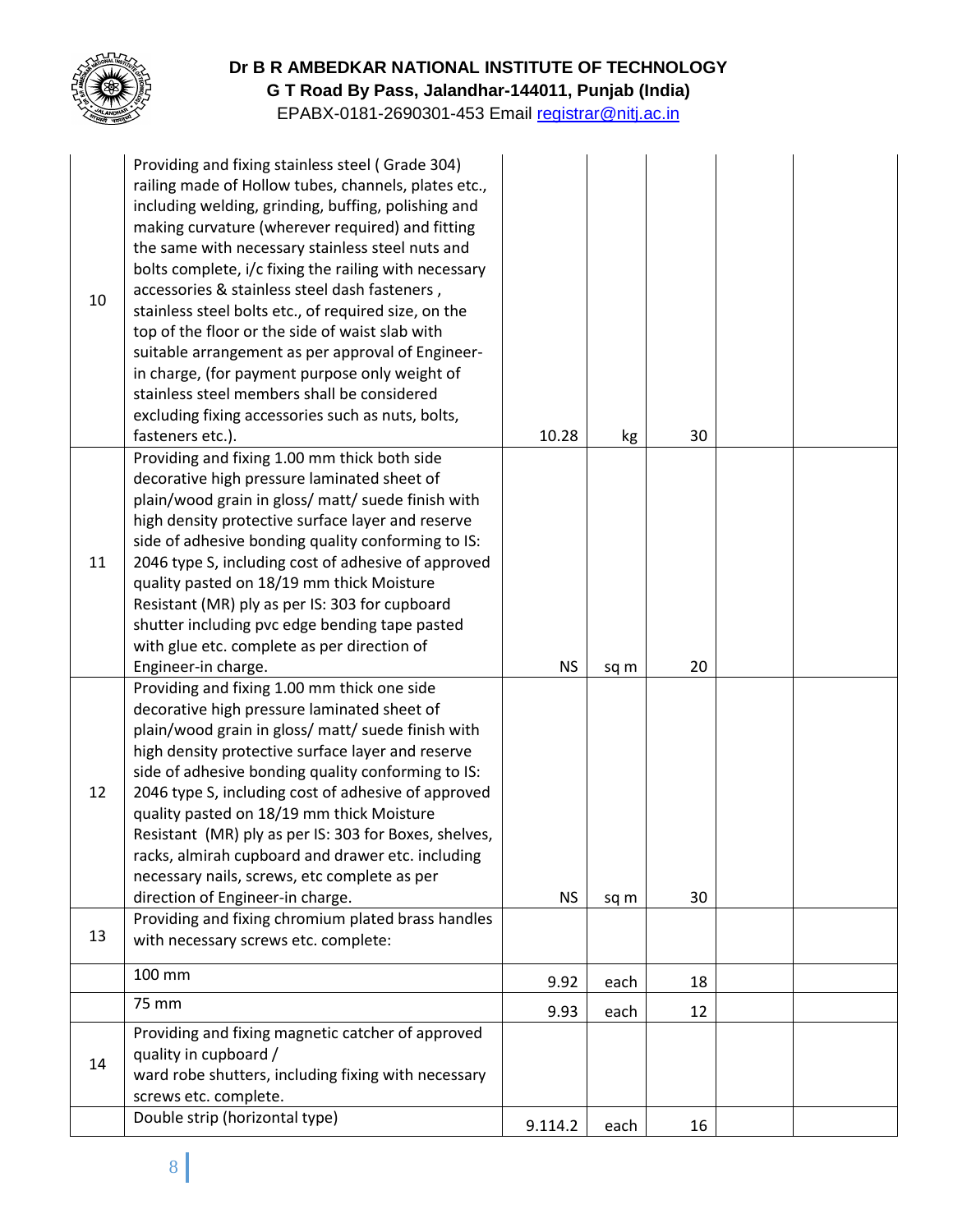**Dr B R AMBEDKAR NATIONAL INSTITUTE OF TECHNOLOGY**
**G T Road By Pass, Jalandhar-144011, Punjab (India)**
EPABX-0181-2690301-453 Email registrar@nitj.ac.in

| | | | | | | |
|---|---|---|---|---|---|---|
| 10 | Providing and fixing stainless steel ( Grade 304) railing made of Hollow tubes, channels, plates etc., including welding, grinding, buffing, polishing and making curvature (wherever required) and fitting the same with necessary stainless steel nuts and bolts complete, i/c fixing the railing with necessary accessories & stainless steel dash fasteners , stainless steel bolts etc., of required size, on the top of the floor or the side of waist slab with suitable arrangement as per approval of Engineer-in charge, (for payment purpose only weight of stainless steel members shall be considered excluding fixing accessories such as nuts, bolts, fasteners etc.). | 10.28 | kg | 30 | | |
| 11 | Providing and fixing 1.00 mm thick both side decorative high pressure laminated sheet of plain/wood grain in gloss/ matt/ suede finish with high density protective surface layer and reserve side of adhesive bonding quality conforming to IS: 2046 type S, including cost of adhesive of approved quality pasted on 18/19 mm thick Moisture Resistant (MR) ply as per IS: 303 for cupboard shutter including pvc edge bending tape pasted with glue etc. complete as per direction of Engineer-in charge. | NS | sq m | 20 | | |
| 12 | Providing and fixing 1.00 mm thick one side decorative high pressure laminated sheet of plain/wood grain in gloss/ matt/ suede finish with high density protective surface layer and reserve side of adhesive bonding quality conforming to IS: 2046 type S, including cost of adhesive of approved quality pasted on 18/19 mm thick Moisture Resistant (MR) ply as per IS: 303 for Boxes, shelves, racks, almirah cupboard and drawer etc. including necessary nails, screws, etc complete as per direction of Engineer-in charge. | NS | sq m | 30 | | |
| 13 | Providing and fixing chromium plated brass handles with necessary screws etc. complete: | | | | | |
| | 100 mm | 9.92 | each | 18 | | |
| | 75 mm | 9.93 | each | 12 | | |
| 14 | Providing and fixing magnetic catcher of approved quality in cupboard / ward robe shutters, including fixing with necessary screws etc. complete. | | | | | |
| | Double strip (horizontal type) | 9.114.2 | each | 16 | | |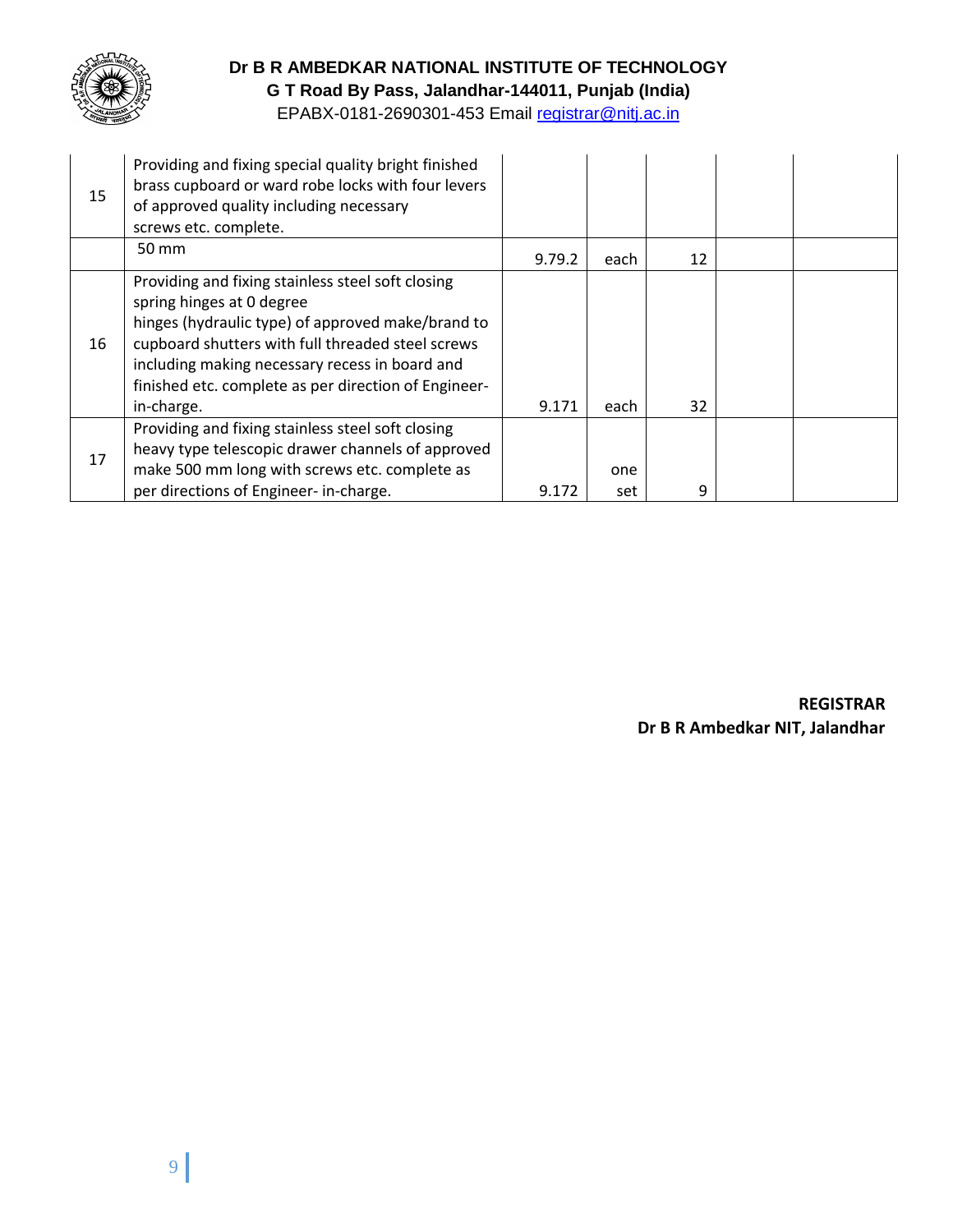| | | | | | | |
|---|---|---|---|---|---|---|
| 15 | Providing and fixing special quality bright finished brass cupboard or ward robe locks with four levers of approved quality including necessary screws etc. complete. | | | | | |
| | 50 mm | 9.79.2 | each | 12 | | |
| 16 | Providing and fixing stainless steel soft closing spring hinges at 0 degree hinges (hydraulic type) of approved make/brand to cupboard shutters with full threaded steel screws including making necessary recess in board and finished etc. complete as per direction of Engineer-in-charge. | 9.171 | each | 32 | | |
| 17 | Providing and fixing stainless steel soft closing heavy type telescopic drawer channels of approved make 500 mm long with screws etc. complete as per directions of Engineer- in-charge. | 9.172 | one set | 9 | | |

**REGISTRAR**
**Dr B R Ambedkar NIT, Jalandhar**